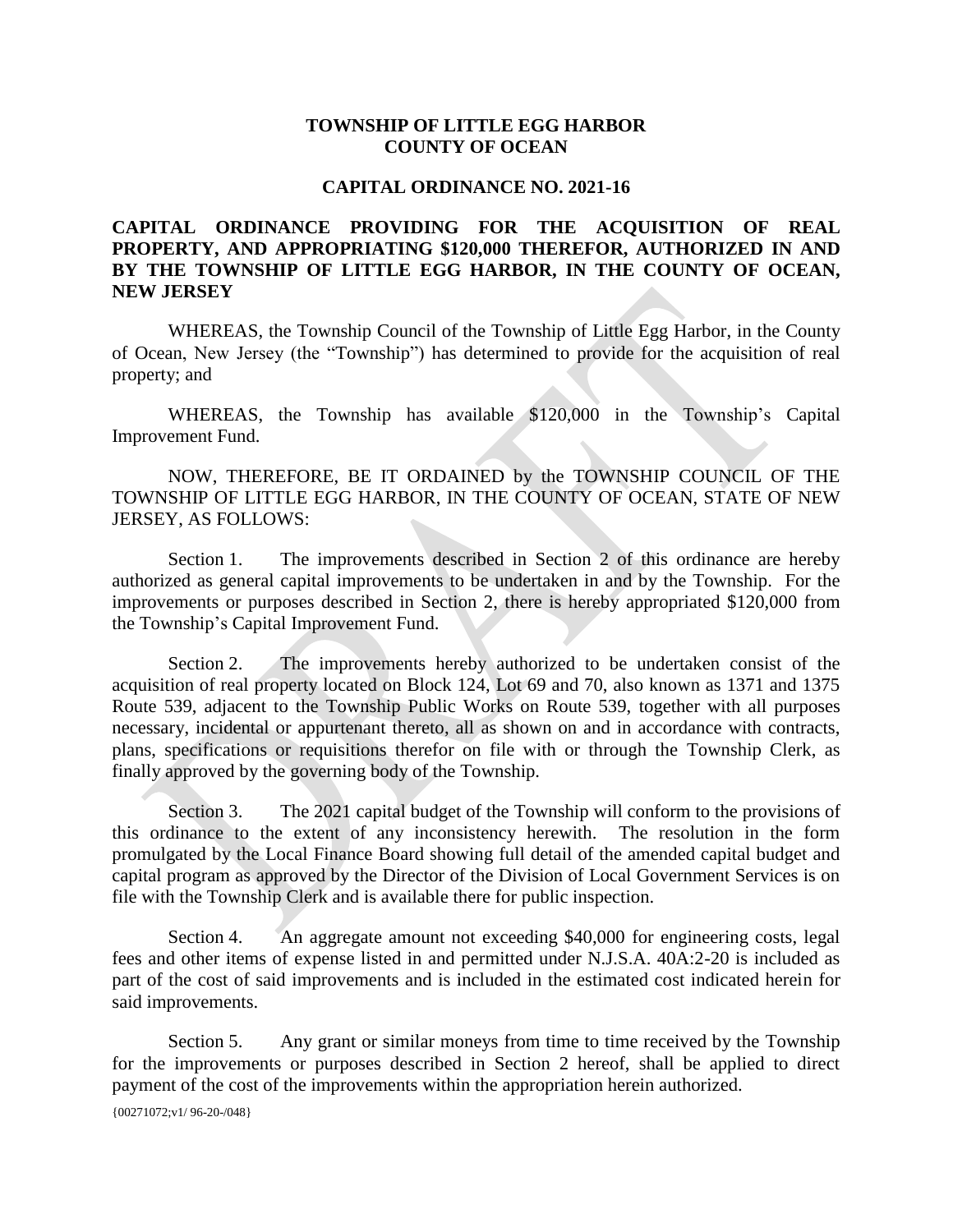**TOWNSHIP OF LITTLE EGG HARBOR**
**COUNTY OF OCEAN**

**CAPITAL ORDINANCE NO. 2021-16**

**CAPITAL ORDINANCE PROVIDING FOR THE ACQUISITION OF REAL PROPERTY, AND APPROPRIATING $120,000 THEREFOR, AUTHORIZED IN AND BY THE TOWNSHIP OF LITTLE EGG HARBOR, IN THE COUNTY OF OCEAN, NEW JERSEY**

WHEREAS, the Township Council of the Township of Little Egg Harbor, in the County of Ocean, New Jersey (the "Township") has determined to provide for the acquisition of real property; and

WHEREAS, the Township has available $120,000 in the Township's Capital Improvement Fund.

NOW, THEREFORE, BE IT ORDAINED by the TOWNSHIP COUNCIL OF THE TOWNSHIP OF LITTLE EGG HARBOR, IN THE COUNTY OF OCEAN, STATE OF NEW JERSEY, AS FOLLOWS:

Section 1. The improvements described in Section 2 of this ordinance are hereby authorized as general capital improvements to be undertaken in and by the Township. For the improvements or purposes described in Section 2, there is hereby appropriated $120,000 from the Township's Capital Improvement Fund.

Section 2. The improvements hereby authorized to be undertaken consist of the acquisition of real property located on Block 124, Lot 69 and 70, also known as 1371 and 1375 Route 539, adjacent to the Township Public Works on Route 539, together with all purposes necessary, incidental or appurtenant thereto, all as shown on and in accordance with contracts, plans, specifications or requisitions therefor on file with or through the Township Clerk, as finally approved by the governing body of the Township.

Section 3. The 2021 capital budget of the Township will conform to the provisions of this ordinance to the extent of any inconsistency herewith. The resolution in the form promulgated by the Local Finance Board showing full detail of the amended capital budget and capital program as approved by the Director of the Division of Local Government Services is on file with the Township Clerk and is available there for public inspection.

Section 4. An aggregate amount not exceeding $40,000 for engineering costs, legal fees and other items of expense listed in and permitted under N.J.S.A. 40A:2-20 is included as part of the cost of said improvements and is included in the estimated cost indicated herein for said improvements.

Section 5. Any grant or similar moneys from time to time received by the Township for the improvements or purposes described in Section 2 hereof, shall be applied to direct payment of the cost of the improvements within the appropriation herein authorized.

{00271072;v1/ 96-20-/048}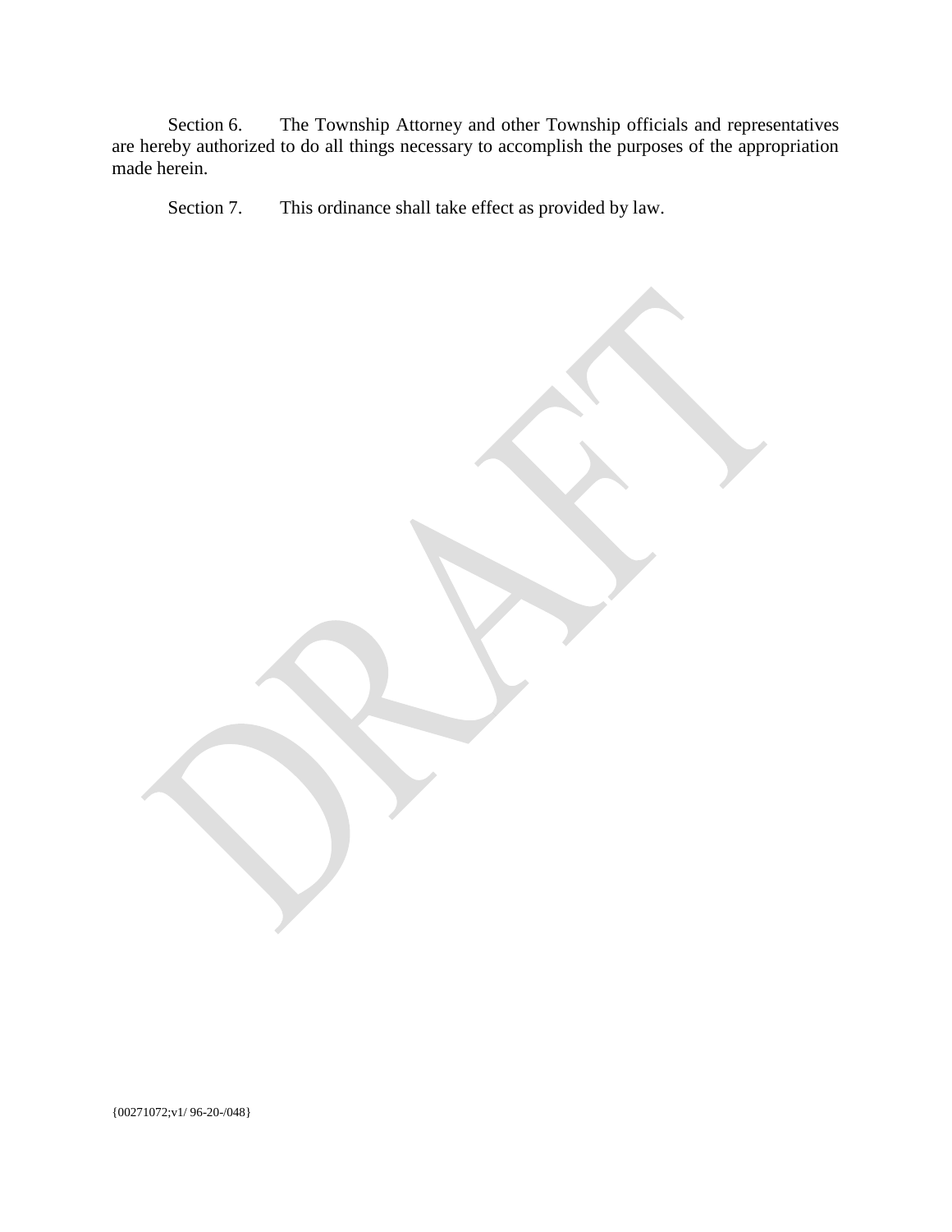Section 6. The Township Attorney and other Township officials and representatives are hereby authorized to do all things necessary to accomplish the purposes of the appropriation made herein.

Section 7. This ordinance shall take effect as provided by law.

{00271072;v1/ 96-20-/048}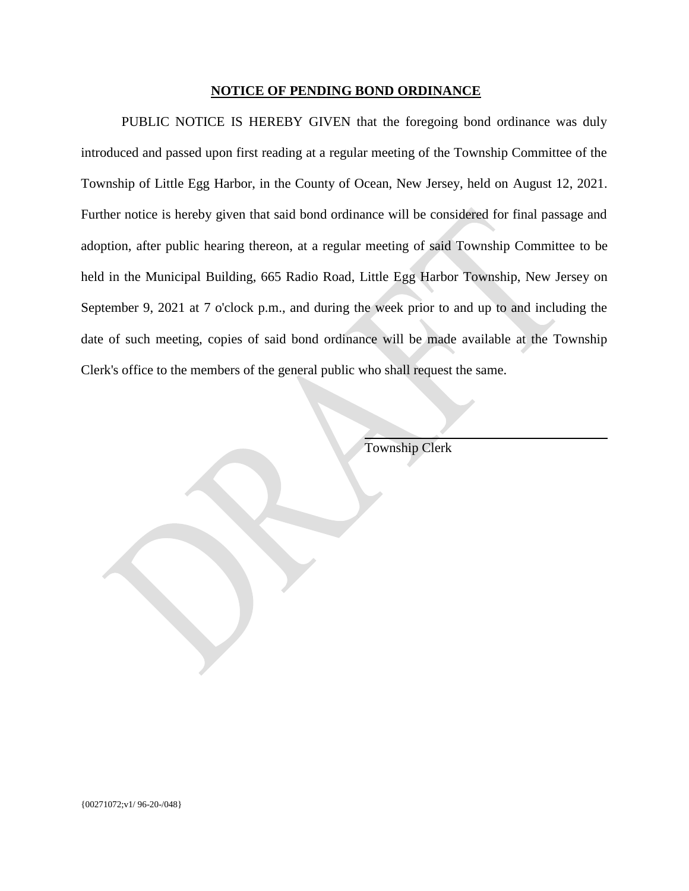**NOTICE OF PENDING BOND ORDINANCE**

PUBLIC NOTICE IS HEREBY GIVEN that the foregoing bond ordinance was duly introduced and passed upon first reading at a regular meeting of the Township Committee of the Township of Little Egg Harbor, in the County of Ocean, New Jersey, held on August 12, 2021. Further notice is hereby given that said bond ordinance will be considered for final passage and adoption, after public hearing thereon, at a regular meeting of said Township Committee to be held in the Municipal Building, 665 Radio Road, Little Egg Harbor Township, New Jersey on September 9, 2021 at 7 o'clock p.m., and during the week prior to and up to and including the date of such meeting, copies of said bond ordinance will be made available at the Township Clerk's office to the members of the general public who shall request the same.

\_\_\_\_\_\_\_\_\_\_\_\_\_\_\_\_\_\_\_\_\_\_\_\_\_\_\_\_\_\_\_\_

Township Clerk

{00271072;v1/ 96-20-/048}